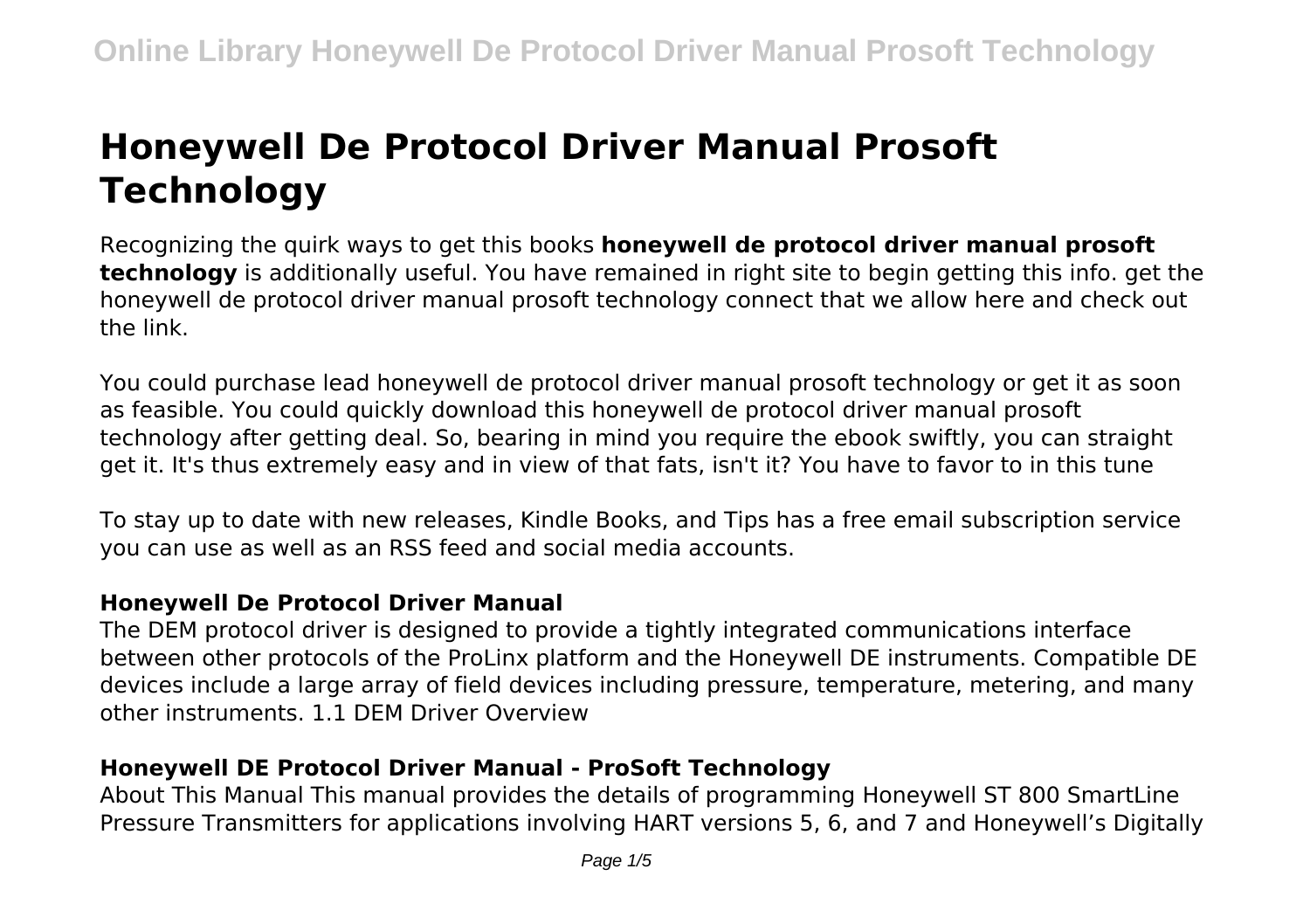# Honeywell De Protocol Driver Manual Prosoft Technology

Recognizing the quirk ways to get this books **honeywell de protocol driver manual prosoft technology** is additionally useful. You have remained in right site to begin getting this info. get the honeywell de protocol driver manual prosoft technology connect that we allow here and check out the link.

You could purchase lead honeywell de protocol driver manual prosoft technology or get it as soon as feasible. You could quickly download this honeywell de protocol driver manual prosoft technology after getting deal. So, bearing in mind you require the ebook swiftly, you can straight get it. It's thus extremely easy and in view of that fats, isn't it? You have to favor to in this tune

To stay up to date with new releases, Kindle Books, and Tips has a free email subscription service you can use as well as an RSS feed and social media accounts.

### Honeywell De Protocol Driver Manual

The DEM protocol driver is designed to provide a tightly integrated communications interface between other protocols of the ProLinx platform and the Honeywell DE instruments. Compatible DE devices include a large array of field devices including pressure, temperature, metering, and many other instruments. 1.1 DEM Driver Overview

### Honeywell DE Protocol Driver Manual - ProSoft Technology

About This Manual This manual provides the details of programming Honeywell ST 800 SmartLine Pressure Transmitters for applications involving HART versions 5, 6, and 7 and Honeywell's Digitally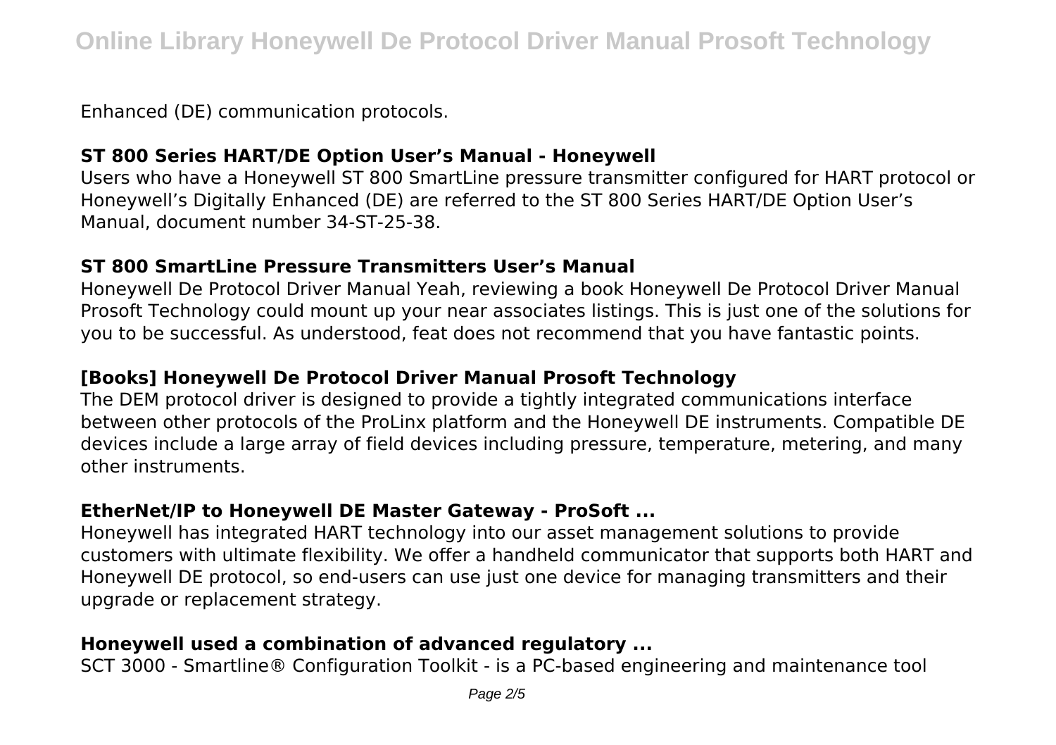Enhanced (DE) communication protocols.

### ST 800 Series HART/DE Option User's Manual - Honeywell

Users who have a Honeywell ST 800 SmartLine pressure transmitter configured for HART protocol or Honeywell's Digitally Enhanced (DE) are referred to the ST 800 Series HART/DE Option User's Manual, document number 34-ST-25-38.

### ST 800 SmartLine Pressure Transmitters User's Manual

Honeywell De Protocol Driver Manual Yeah, reviewing a book Honeywell De Protocol Driver Manual Prosoft Technology could mount up your near associates listings. This is just one of the solutions for you to be successful. As understood, feat does not recommend that you have fantastic points.

### [Books] Honeywell De Protocol Driver Manual Prosoft Technology

The DEM protocol driver is designed to provide a tightly integrated communications interface between other protocols of the ProLinx platform and the Honeywell DE instruments. Compatible DE devices include a large array of field devices including pressure, temperature, metering, and many other instruments.

### EtherNet/IP to Honeywell DE Master Gateway - ProSoft ...

Honeywell has integrated HART technology into our asset management solutions to provide customers with ultimate flexibility. We offer a handheld communicator that supports both HART and Honeywell DE protocol, so end-users can use just one device for managing transmitters and their upgrade or replacement strategy.

### Honeywell used a combination of advanced regulatory ...

SCT 3000 - Smartline® Configuration Toolkit - is a PC-based engineering and maintenance tool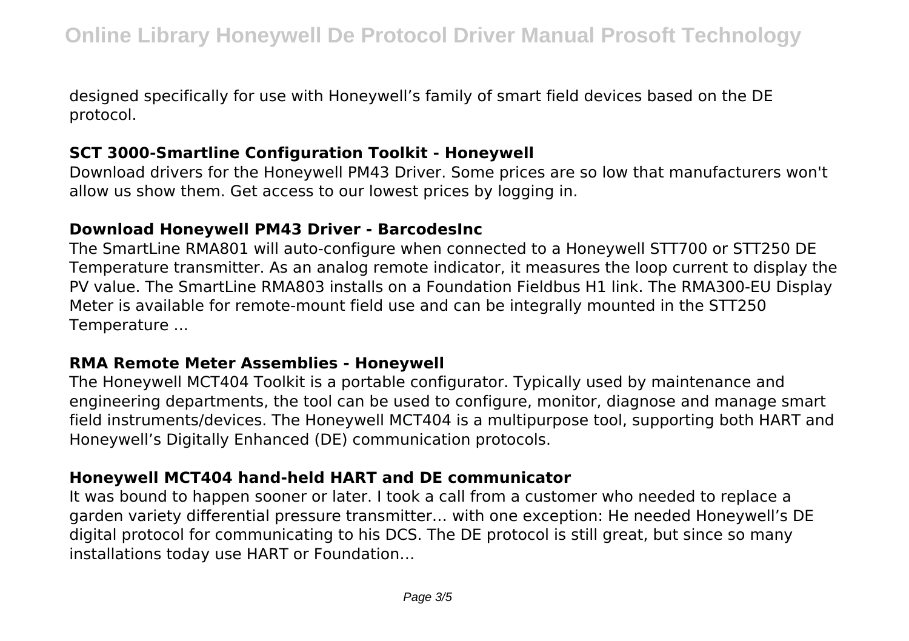designed specifically for use with Honeywell's family of smart field devices based on the DE protocol.

### SCT 3000-Smartline Configuration Toolkit - Honeywell

Download drivers for the Honeywell PM43 Driver. Some prices are so low that manufacturers won't allow us show them. Get access to our lowest prices by logging in.

### Download Honeywell PM43 Driver - BarcodesInc

The SmartLine RMA801 will auto-configure when connected to a Honeywell STT700 or STT250 DE Temperature transmitter. As an analog remote indicator, it measures the loop current to display the PV value. The SmartLine RMA803 installs on a Foundation Fieldbus H1 link. The RMA300-EU Display Meter is available for remote-mount field use and can be integrally mounted in the STT250 Temperature ...

### RMA Remote Meter Assemblies - Honeywell

The Honeywell MCT404 Toolkit is a portable configurator. Typically used by maintenance and engineering departments, the tool can be used to configure, monitor, diagnose and manage smart field instruments/devices. The Honeywell MCT404 is a multipurpose tool, supporting both HART and Honeywell's Digitally Enhanced (DE) communication protocols.

### Honeywell MCT404 hand-held HART and DE communicator

It was bound to happen sooner or later. I took a call from a customer who needed to replace a garden variety differential pressure transmitter… with one exception: He needed Honeywell's DE digital protocol for communicating to his DCS. The DE protocol is still great, but since so many installations today use HART or Foundation…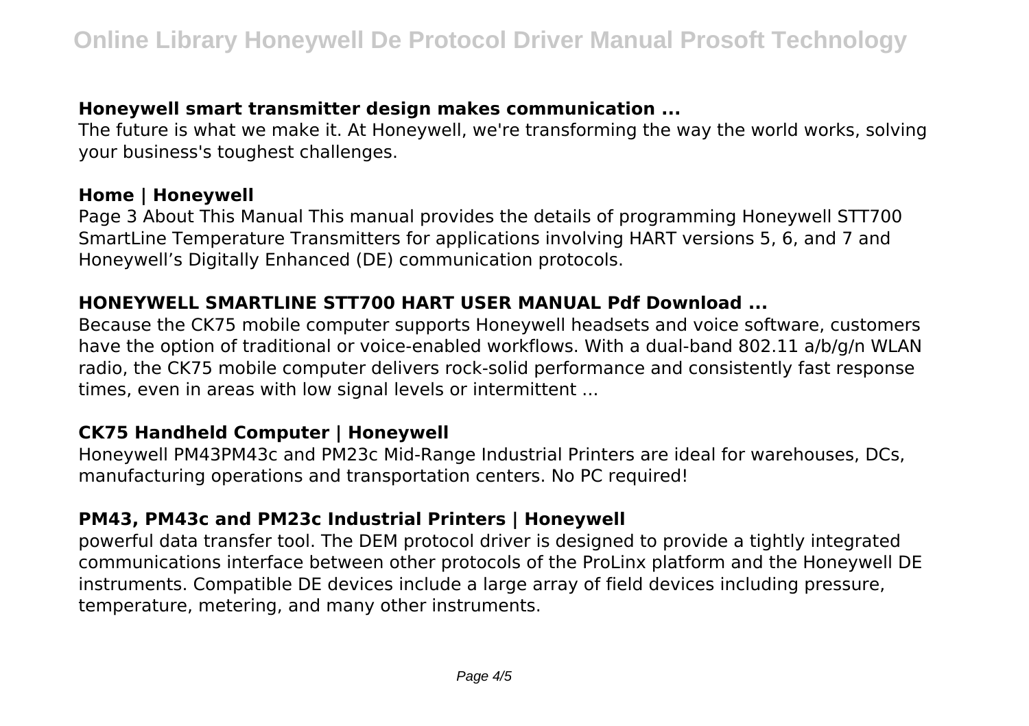### Honeywell smart transmitter design makes communication ...

The future is what we make it. At Honeywell, we're transforming the way the world works, solving your business's toughest challenges.

### Home | Honeywell

Page 3 About This Manual This manual provides the details of programming Honeywell STT700 SmartLine Temperature Transmitters for applications involving HART versions 5, 6, and 7 and Honeywell's Digitally Enhanced (DE) communication protocols.

### HONEYWELL SMARTLINE STT700 HART USER MANUAL Pdf Download ...

Because the CK75 mobile computer supports Honeywell headsets and voice software, customers have the option of traditional or voice-enabled workflows. With a dual-band 802.11 a/b/g/n WLAN radio, the CK75 mobile computer delivers rock-solid performance and consistently fast response times, even in areas with low signal levels or intermittent ...

### CK75 Handheld Computer | Honeywell

Honeywell PM43PM43c and PM23c Mid-Range Industrial Printers are ideal for warehouses, DCs, manufacturing operations and transportation centers. No PC required!

### PM43, PM43c and PM23c Industrial Printers | Honeywell

powerful data transfer tool. The DEM protocol driver is designed to provide a tightly integrated communications interface between other protocols of the ProLinx platform and the Honeywell DE instruments. Compatible DE devices include a large array of field devices including pressure, temperature, metering, and many other instruments.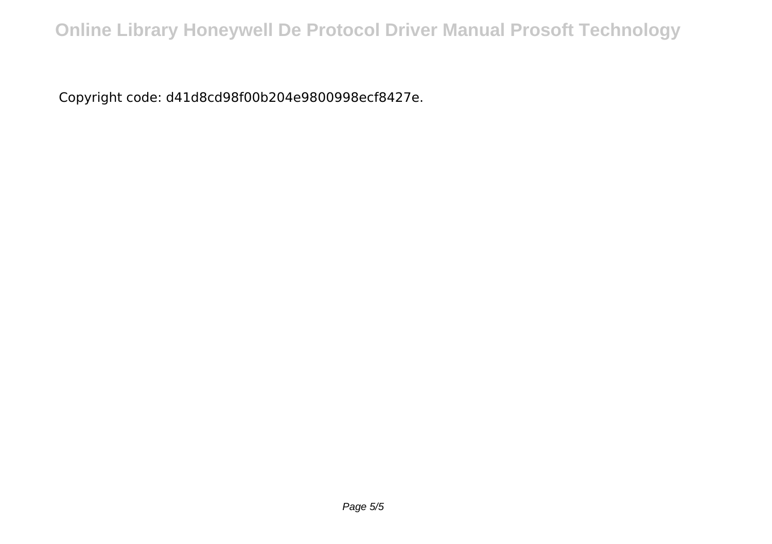Copyright code: d41d8cd98f00b204e9800998ecf8427e.